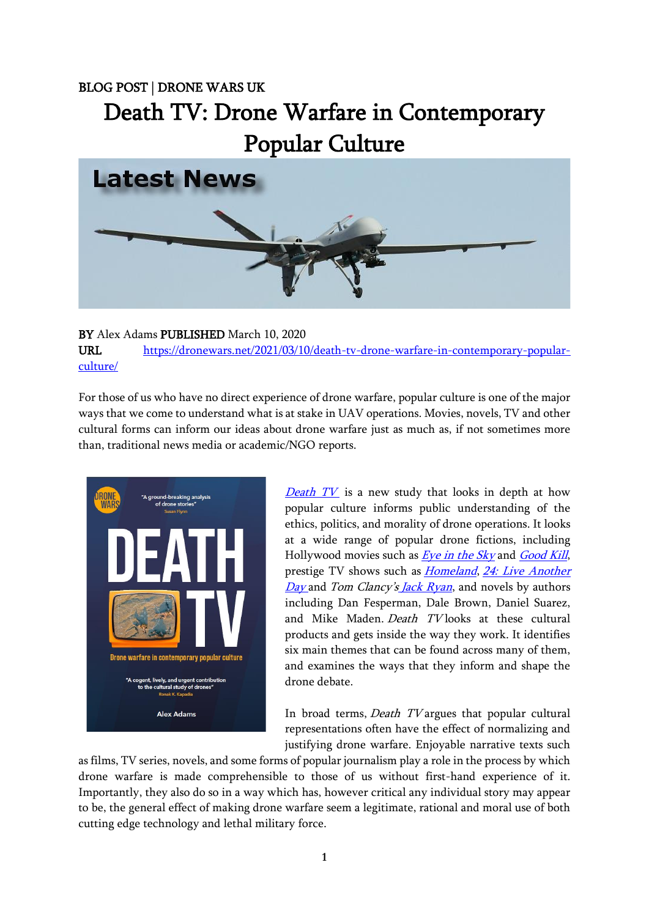BLOG POST | DRONE WARS UK

# Death TV: Drone Warfare in Contemporary Popular Culture

**BY** Alex Adams **PUBLISHED** March 10, 2020
**URL** https://dronewars.net/2021/03/10/death-tv-drone-warfare-in-contemporary-popular-culture/

For those of us who have no direct experience of drone warfare, popular culture is one of the major ways that we come to understand what is at stake in UAV operations. Movies, novels, TV and other cultural forms can inform our ideas about drone warfare just as much as, if not sometimes more than, traditional news media or academic/NGO reports.

*Death TV* is a new study that looks in depth at how popular culture informs public understanding of the ethics, politics, and morality of drone operations. It looks at a wide range of popular drone fictions, including Hollywood movies such as *Eye in the Sky* and *Good Kill*, prestige TV shows such as *Homeland*, *24: Live Another Day* and *Tom Clancy's Jack Ryan*, and novels by authors including Dan Fesperman, Dale Brown, Daniel Suarez, and Mike Maden. *Death TV* looks at these cultural products and gets inside the way they work. It identifies six main themes that can be found across many of them, and examines the ways that they inform and shape the drone debate.

In broad terms, *Death TV* argues that popular cultural representations often have the effect of normalizing and justifying drone warfare. Enjoyable narrative texts such as films, TV series, novels, and some forms of popular journalism play a role in the process by which drone warfare is made comprehensible to those of us without first-hand experience of it. Importantly, they also do so in a way which has, however critical any individual story may appear to be, the general effect of making drone warfare seem a legitimate, rational and moral use of both cutting edge technology and lethal military force.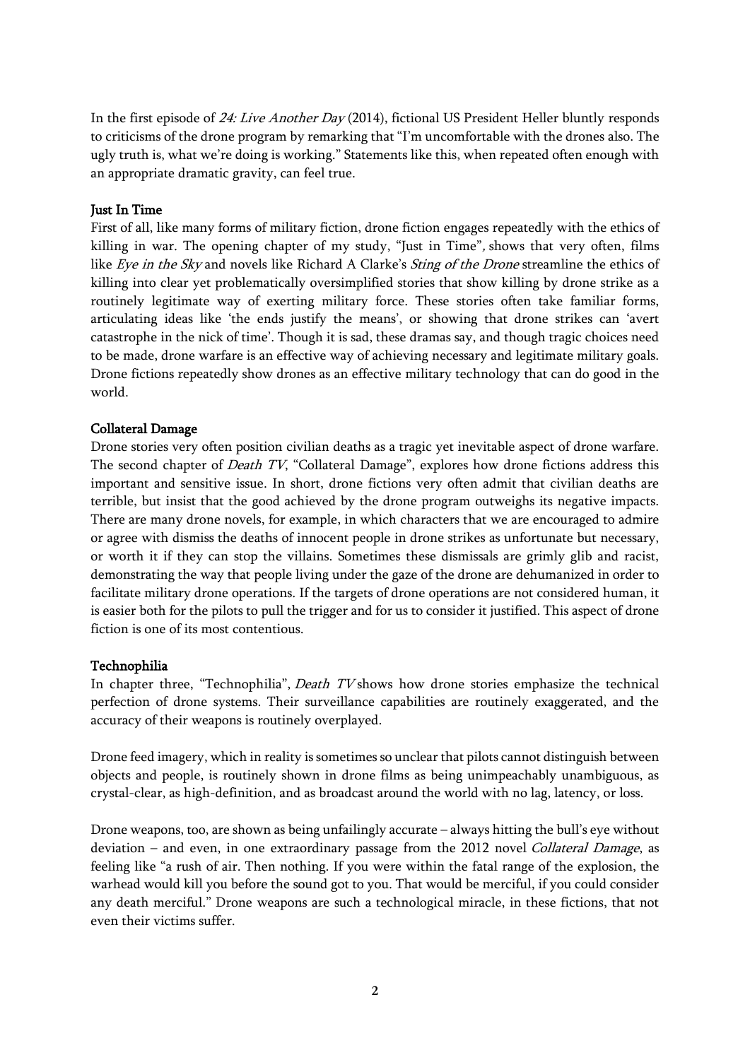In the first episode of *24: Live Another Day* (2014), fictional US President Heller bluntly responds to criticisms of the drone program by remarking that "I'm uncomfortable with the drones also. The ugly truth is, what we're doing is working." Statements like this, when repeated often enough with an appropriate dramatic gravity, can feel true.

## Just In Time

First of all, like many forms of military fiction, drone fiction engages repeatedly with the ethics of killing in war. The opening chapter of my study, "Just in Time", shows that very often, films like *Eye in the Sky* and novels like Richard A Clarke's *Sting of the Drone* streamline the ethics of killing into clear yet problematically oversimplified stories that show killing by drone strike as a routinely legitimate way of exerting military force. These stories often take familiar forms, articulating ideas like 'the ends justify the means', or showing that drone strikes can 'avert catastrophe in the nick of time'. Though it is sad, these dramas say, and though tragic choices need to be made, drone warfare is an effective way of achieving necessary and legitimate military goals. Drone fictions repeatedly show drones as an effective military technology that can do good in the world.

## Collateral Damage

Drone stories very often position civilian deaths as a tragic yet inevitable aspect of drone warfare. The second chapter of *Death TV*, "Collateral Damage", explores how drone fictions address this important and sensitive issue. In short, drone fictions very often admit that civilian deaths are terrible, but insist that the good achieved by the drone program outweighs its negative impacts. There are many drone novels, for example, in which characters that we are encouraged to admire or agree with dismiss the deaths of innocent people in drone strikes as unfortunate but necessary, or worth it if they can stop the villains. Sometimes these dismissals are grimly glib and racist, demonstrating the way that people living under the gaze of the drone are dehumanized in order to facilitate military drone operations. If the targets of drone operations are not considered human, it is easier both for the pilots to pull the trigger and for us to consider it justified. This aspect of drone fiction is one of its most contentious.

## Technophilia

In chapter three, "Technophilia", *Death TV* shows how drone stories emphasize the technical perfection of drone systems. Their surveillance capabilities are routinely exaggerated, and the accuracy of their weapons is routinely overplayed.

Drone feed imagery, which in reality is sometimes so unclear that pilots cannot distinguish between objects and people, is routinely shown in drone films as being unimpeachably unambiguous, as crystal-clear, as high-definition, and as broadcast around the world with no lag, latency, or loss.

Drone weapons, too, are shown as being unfailingly accurate – always hitting the bull's eye without deviation – and even, in one extraordinary passage from the 2012 novel *Collateral Damage*, as feeling like "a rush of air. Then nothing. If you were within the fatal range of the explosion, the warhead would kill you before the sound got to you. That would be merciful, if you could consider any death merciful." Drone weapons are such a technological miracle, in these fictions, that not even their victims suffer.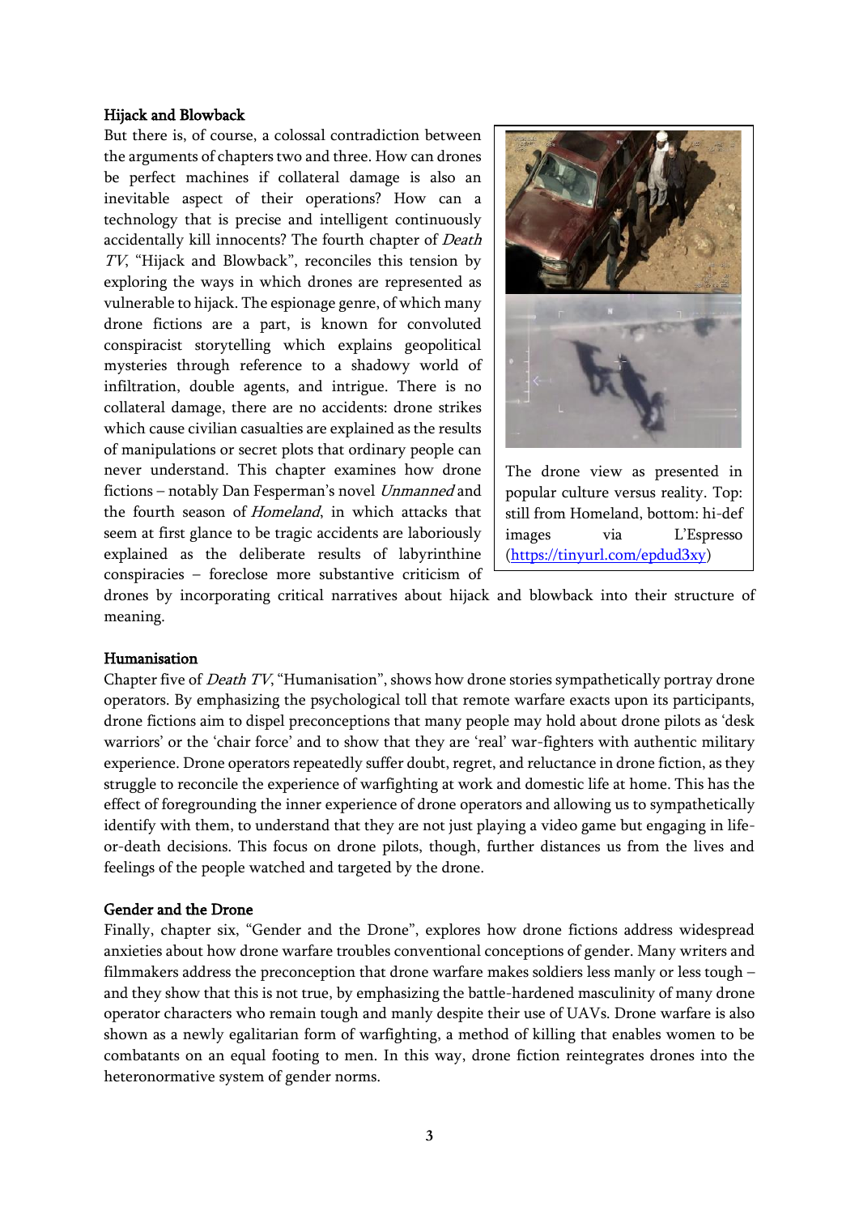### Hijack and Blowback

But there is, of course, a colossal contradiction between the arguments of chapters two and three. How can drones be perfect machines if collateral damage is also an inevitable aspect of their operations? How can a technology that is precise and intelligent continuously accidentally kill innocents? The fourth chapter of *Death TV*, "Hijack and Blowback", reconciles this tension by exploring the ways in which drones are represented as vulnerable to hijack. The espionage genre, of which many drone fictions are a part, is known for convoluted conspiracist storytelling which explains geopolitical mysteries through reference to a shadowy world of infiltration, double agents, and intrigue. There is no collateral damage, there are no accidents: drone strikes which cause civilian casualties are explained as the results of manipulations or secret plots that ordinary people can never understand. This chapter examines how drone fictions – notably Dan Fesperman's novel *Unmanned* and the fourth season of *Homeland*, in which attacks that seem at first glance to be tragic accidents are laboriously explained as the deliberate results of labyrinthine conspiracies – foreclose more substantive criticism of drones by incorporating critical narratives about hijack and blowback into their structure of meaning.

The drone view as presented in popular culture versus reality. Top: still from Homeland, bottom: hi-def images via L'Espresso (https://tinyurl.com/epdud3xy)

### Humanisation

Chapter five of *Death TV*, "Humanisation", shows how drone stories sympathetically portray drone operators. By emphasizing the psychological toll that remote warfare exacts upon its participants, drone fictions aim to dispel preconceptions that many people may hold about drone pilots as 'desk warriors' or the 'chair force' and to show that they are 'real' war-fighters with authentic military experience. Drone operators repeatedly suffer doubt, regret, and reluctance in drone fiction, as they struggle to reconcile the experience of warfighting at work and domestic life at home. This has the effect of foregrounding the inner experience of drone operators and allowing us to sympathetically identify with them, to understand that they are not just playing a video game but engaging in life-or-death decisions. This focus on drone pilots, though, further distances us from the lives and feelings of the people watched and targeted by the drone.

### Gender and the Drone

Finally, chapter six, "Gender and the Drone", explores how drone fictions address widespread anxieties about how drone warfare troubles conventional conceptions of gender. Many writers and filmmakers address the preconception that drone warfare makes soldiers less manly or less tough – and they show that this is not true, by emphasizing the battle-hardened masculinity of many drone operator characters who remain tough and manly despite their use of UAVs. Drone warfare is also shown as a newly egalitarian form of warfighting, a method of killing that enables women to be combatants on an equal footing to men. In this way, drone fiction reintegrates drones into the heteronormative system of gender norms.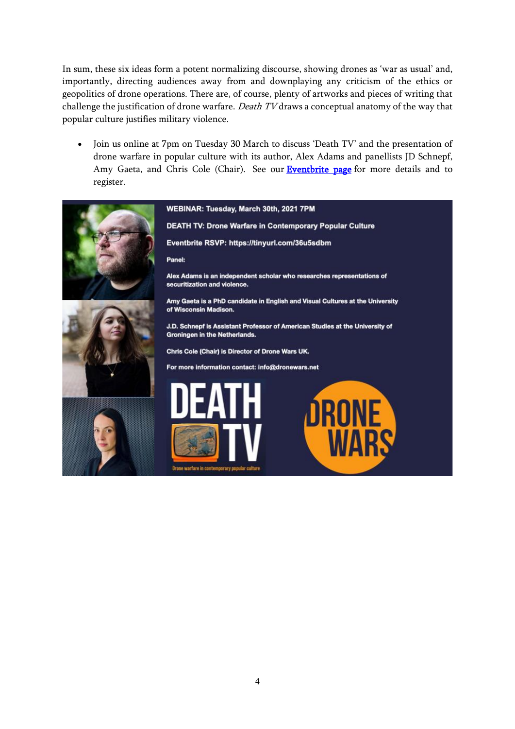In sum, these six ideas form a potent normalizing discourse, showing drones as 'war as usual' and, importantly, directing audiences away from and downplaying any criticism of the ethics or geopolitics of drone operations. There are, of course, plenty of artworks and pieces of writing that challenge the justification of drone warfare. *Death TV* draws a conceptual anatomy of the way that popular culture justifies military violence.

- Join us online at 7pm on Tuesday 30 March to discuss 'Death TV' and the presentation of drone warfare in popular culture with its author, Alex Adams and panellists JD Schnepf, Amy Gaeta, and Chris Cole (Chair). See our [Eventbrite page](https://tinyurl.com/36u5sdbm) for more details and to register.

**WEBINAR: Tuesday, March 30th, 2021 7PM**

**DEATH TV: Drone Warfare in Contemporary Popular Culture**

**Eventbrite RSVP: https://tinyurl.com/36u5sdbm**

**Panel:**

**Alex Adams is an independent scholar who researches representations of securitization and violence.**

**Amy Gaeta is a PhD candidate in English and Visual Cultures at the University of Wisconsin Madison.**

**J.D. Schnepf is Assistant Professor of American Studies at the University of Groningen in the Netherlands.**

**Chris Cole (Chair) is Director of Drone Wars UK.**

**For more information contact: info@dronewars.net**

DEATH TV

Drone warfare in contemporary popular culture

DRONE WARS